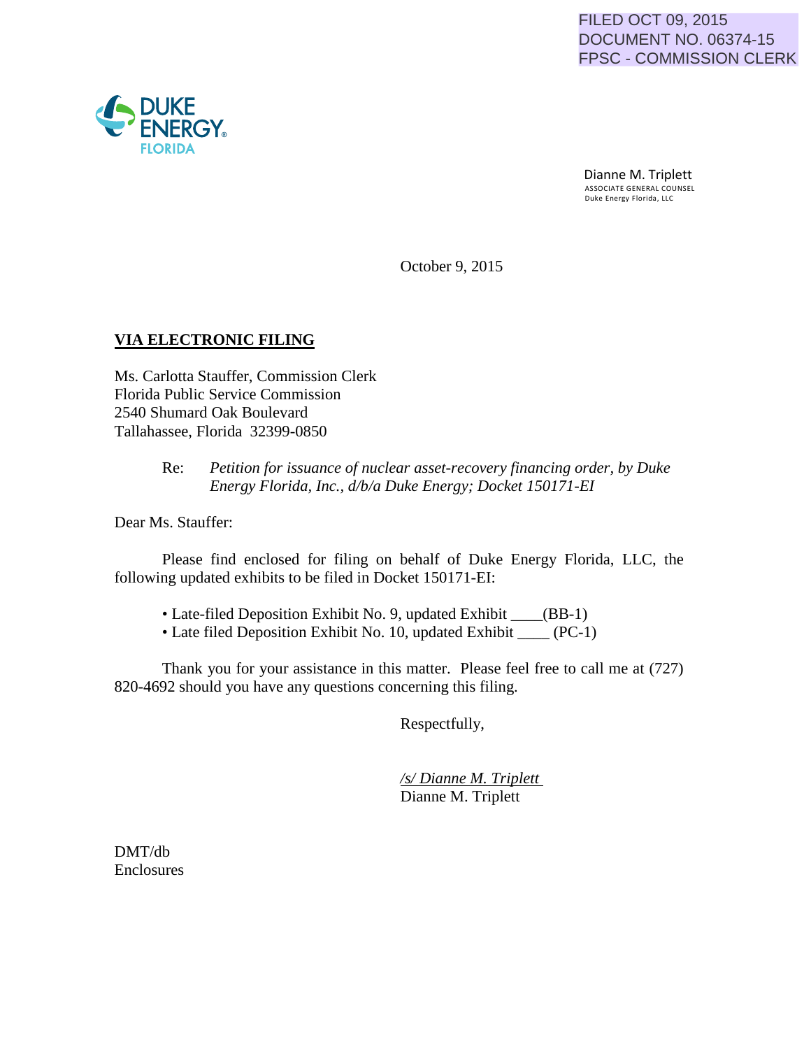FILED OCT 09, 2015
DOCUMENT NO. 06374-15
FPSC - COMMISSION CLERK

DUKE ENERGY
FLORIDA

Dianne M. Triplett
ASSOCIATE GENERAL COUNSEL
Duke Energy Florida, LLC

October 9, 2015

**VIA ELECTRONIC FILING**

Ms. Carlotta Stauffer, Commission Clerk
Florida Public Service Commission
2540 Shumard Oak Boulevard
Tallahassee, Florida 32399-0850

Re: *Petition for issuance of nuclear asset-recovery financing order, by Duke Energy Florida, Inc., d/b/a Duke Energy; Docket 150171-EI*

Dear Ms. Stauffer:

Please find enclosed for filing on behalf of Duke Energy Florida, LLC, the following updated exhibits to be filed in Docket 150171-EI:

- Late-filed Deposition Exhibit No. 9, updated Exhibit ____(BB-1)
- Late filed Deposition Exhibit No. 10, updated Exhibit ____ (PC-1)

Thank you for your assistance in this matter. Please feel free to call me at (727) 820-4692 should you have any questions concerning this filing.

Respectfully,

*/s/ Dianne M. Triplett*
Dianne M. Triplett

DMT/db
Enclosures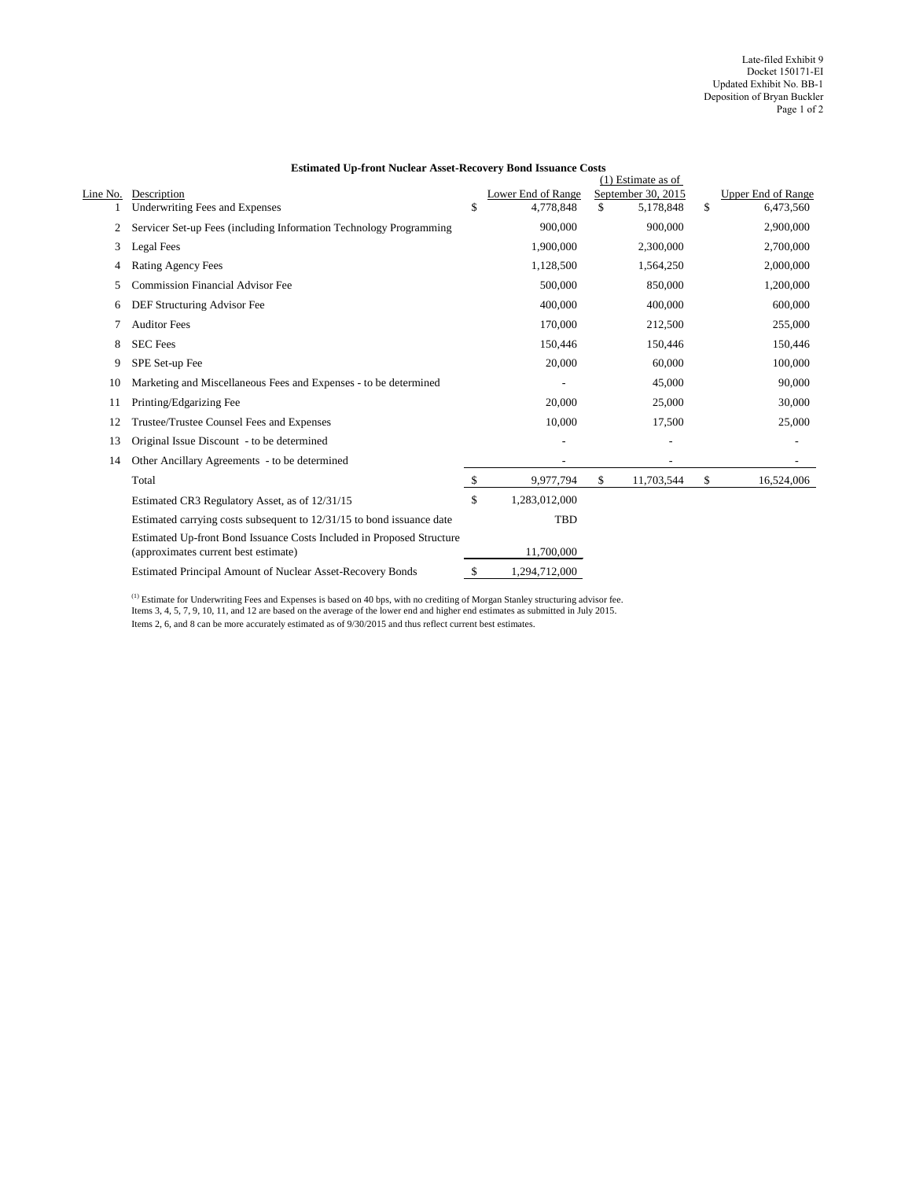Late-filed Exhibit 9
Docket 150171-EI
Updated Exhibit No. BB-1
Deposition of Bryan Buckler

**Estimated Up-front Nuclear Asset-Recovery Bond Issuance Costs**

| Line No. | Description | Lower End of Range | (1) Estimate as of September 30, 2015 | Upper End of Range |
|---|---|---|---|---|
| 1 | Underwriting Fees and Expenses | $ 4,778,848 | $ 5,178,848 | $ 6,473,560 |
| 2 | Servicer Set-up Fees (including Information Technology Programming | 900,000 | 900,000 | 2,900,000 |
| 3 | Legal Fees | 1,900,000 | 2,300,000 | 2,700,000 |
| 4 | Rating Agency Fees | 1,128,500 | 1,564,250 | 2,000,000 |
| 5 | Commission Financial Advisor Fee | 500,000 | 850,000 | 1,200,000 |
| 6 | DEF Structuring Advisor Fee | 400,000 | 400,000 | 600,000 |
| 7 | Auditor Fees | 170,000 | 212,500 | 255,000 |
| 8 | SEC Fees | 150,446 | 150,446 | 150,446 |
| 9 | SPE Set-up Fee | 20,000 | 60,000 | 100,000 |
| 10 | Marketing and Miscellaneous Fees and Expenses - to be determined | - | 45,000 | 90,000 |
| 11 | Printing/Edgarizing Fee | 20,000 | 25,000 | 30,000 |
| 12 | Trustee/Trustee Counsel Fees and Expenses | 10,000 | 17,500 | 25,000 |
| 13 | Original Issue Discount - to be determined | - | - | - |
| 14 | Other Ancillary Agreements - to be determined | - | - | - |
| | Total | $ 9,977,794 | $ 11,703,544 | $ 16,524,006 |
| | Estimated CR3 Regulatory Asset, as of 12/31/15 | $ 1,283,012,000 | | |
| | Estimated carrying costs subsequent to 12/31/15 to bond issuance date | TBD | | |
| | Estimated Up-front Bond Issuance Costs Included in Proposed Structure (approximates current best estimate) | 11,700,000 | | |
| | Estimated Principal Amount of Nuclear Asset-Recovery Bonds | $ 1,294,712,000 | | |

[1] Estimate for Underwriting Fees and Expenses is based on 40 bps, with no crediting of Morgan Stanley structuring advisor fee.
Items 3, 4, 5, 7, 9, 10, 11, and 12 are based on the average of the lower end and higher end estimates as submitted in July 2015.
Items 2, 6, and 8 can be more accurately estimated as of 9/30/2015 and thus reflect current best estimates.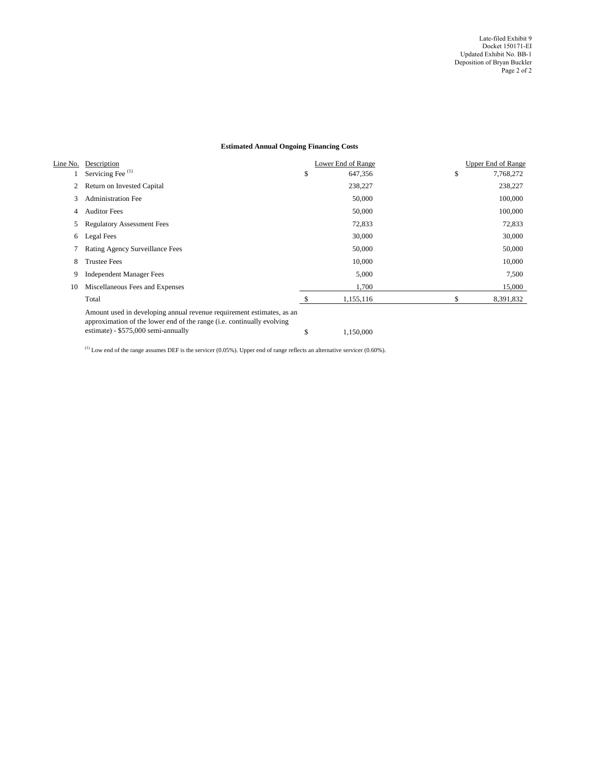Late-filed Exhibit 9
Docket 150171-EI
Updated Exhibit No. BB-1
Deposition of Bryan Buckler

**Estimated Annual Ongoing Financing Costs**

| Line No. | Description | Lower End of Range | Upper End of Range |
|---|---|---|---|
| 1 | Servicing Fee [(1)] | $ 647,356 | $ 7,768,272 |
| 2 | Return on Invested Capital | 238,227 | 238,227 |
| 3 | Administration Fee | 50,000 | 100,000 |
| 4 | Auditor Fees | 50,000 | 100,000 |
| 5 | Regulatory Assessment Fees | 72,833 | 72,833 |
| 6 | Legal Fees | 30,000 | 30,000 |
| 7 | Rating Agency Surveillance Fees | 50,000 | 50,000 |
| 8 | Trustee Fees | 10,000 | 10,000 |
| 9 | Independent Manager Fees | 5,000 | 7,500 |
| 10 | Miscellaneous Fees and Expenses | 1,700 | 15,000 |
| | Total | $ 1,155,116 | $ 8,391,832 |
| | Amount used in developing annual revenue requirement estimates, as an approximation of the lower end of the range (i.e. continually evolving estimate) - $575,000 semi-annually | $ 1,150,000 | |

[(1)] Low end of the range assumes DEF is the servicer (0.05%). Upper end of range reflects an alternative servicer (0.60%).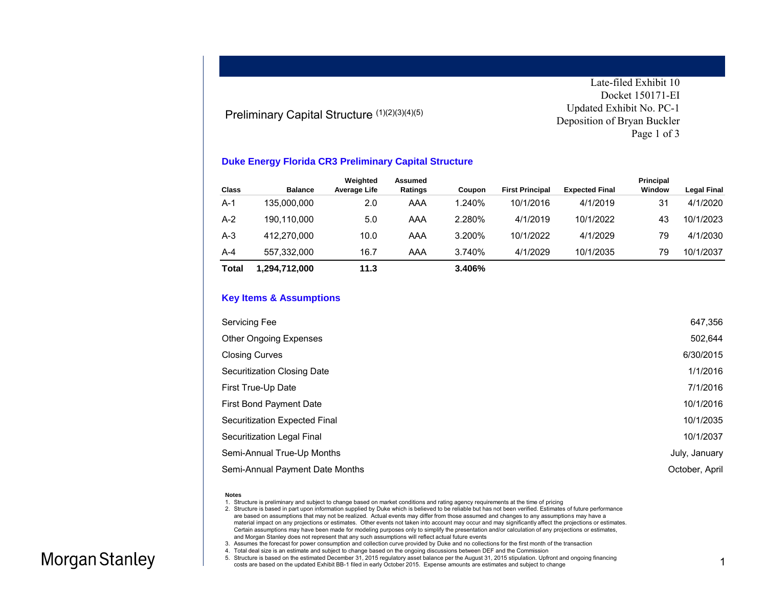Late-filed Exhibit 10
Docket 150171-EI
Updated Exhibit No. PC-1
Deposition of Bryan Buckler
Page 1 of 3

# Preliminary Capital Structure (1)(2)(3)(4)(5)

## Duke Energy Florida CR3 Preliminary Capital Structure

| Class | Balance | Weighted Average Life | Assumed Ratings | Coupon | First Principal | Expected Final | Principal Window | Legal Final |
|---|---|---|---|---|---|---|---|---|
| A-1 | 135,000,000 | 2.0 | AAA | 1.240% | 10/1/2016 | 4/1/2019 | 31 | 4/1/2020 |
| A-2 | 190,110,000 | 5.0 | AAA | 2.280% | 4/1/2019 | 10/1/2022 | 43 | 10/1/2023 |
| A-3 | 412,270,000 | 10.0 | AAA | 3.200% | 10/1/2022 | 4/1/2029 | 79 | 4/1/2030 |
| A-4 | 557,332,000 | 16.7 | AAA | 3.740% | 4/1/2029 | 10/1/2035 | 79 | 10/1/2037 |
| **Total** | **1,294,712,000** | **11.3** | | **3.406%** | | | | |

## Key Items & Assumptions

| | |
|---|---|
| Servicing Fee | 647,356 |
| Other Ongoing Expenses | 502,644 |
| Closing Curves | 6/30/2015 |
| Securitization Closing Date | 1/1/2016 |
| First True-Up Date | 7/1/2016 |
| First Bond Payment Date | 10/1/2016 |
| Securitization Expected Final | 10/1/2035 |
| Securitization Legal Final | 10/1/2037 |
| Semi-Annual True-Up Months | July, January |
| Semi-Annual Payment Date Months | October, April |

**Notes**

1. Structure is preliminary and subject to change based on market conditions and rating agency requirements at the time of pricing
2. Structure is based in part upon information supplied by Duke which is believed to be reliable but has not been verified. Estimates of future performance are based on assumptions that may not be realized. Actual events may differ from those assumed and changes to any assumptions may have a material impact on any projections or estimates. Other events not taken into account may occur and may significantly affect the projections or estimates. Certain assumptions may have been made for modeling purposes only to simplify the presentation and/or calculation of any projections or estimates, and Morgan Stanley does not represent that any such assumptions will reflect actual future events
3. Assumes the forecast for power consumption and collection curve provided by Duke and no collections for the first month of the transaction
4. Total deal size is an estimate and subject to change based on the ongoing discussions between DEF and the Commission
5. Structure is based on the estimated December 31, 2015 regulatory asset balance per the August 31, 2015 stipulation. Upfront and ongoing financing costs are based on the updated Exhibit BB-1 filed in early October 2015. Expense amounts are estimates and subject to change

Morgan Stanley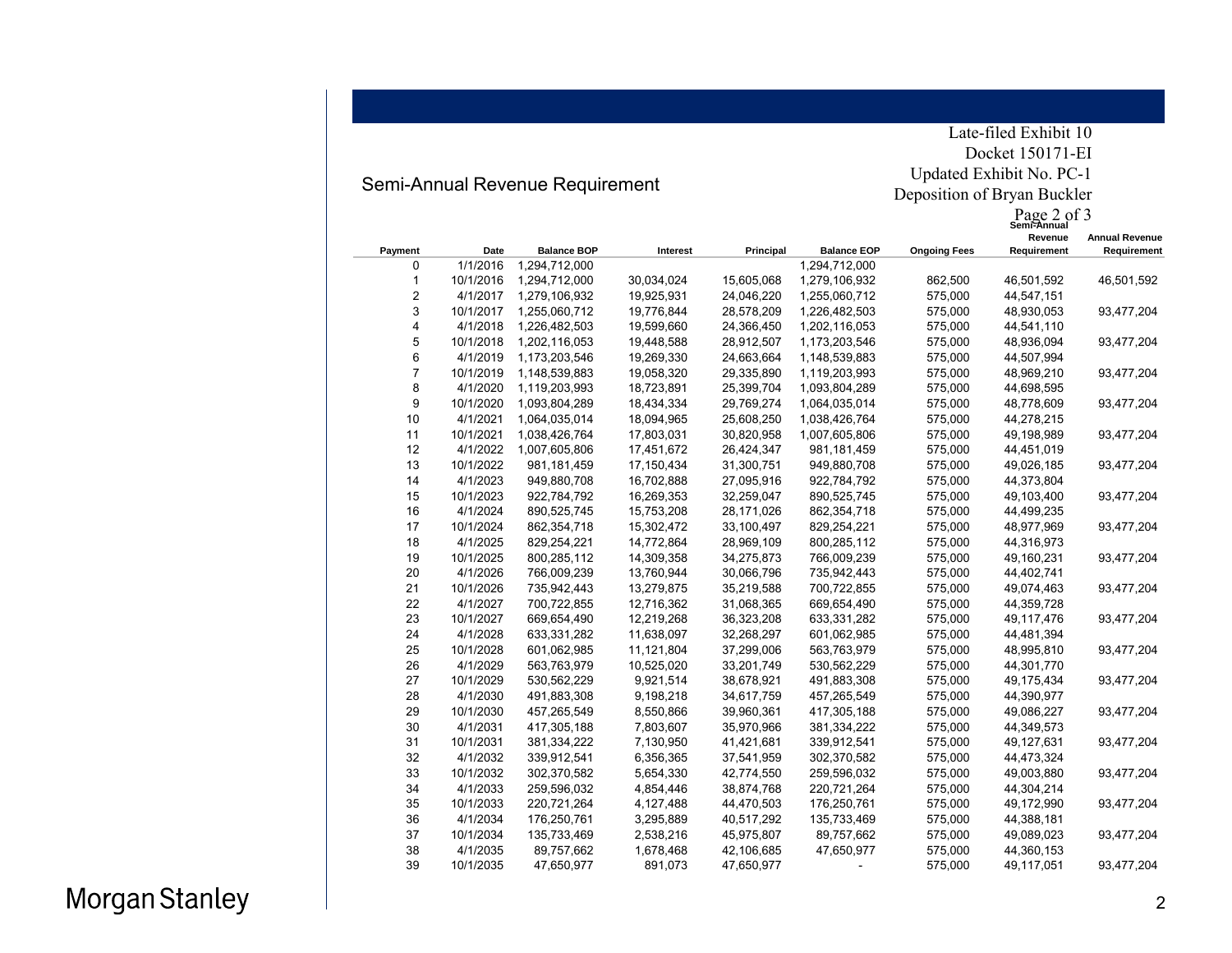Late-filed Exhibit 10
Docket 150171-EI
Updated Exhibit No. PC-1
Deposition of Bryan Buckler
Page 2 of 3

## Semi-Annual Revenue Requirement

| Payment | Date | Balance BOP | Interest | Principal | Balance EOP | Ongoing Fees | Semi-Annual Revenue Requirement | Annual Revenue Requirement |
|---|---|---|---|---|---|---|---|---|
| 0 | 1/1/2016 | 1,294,712,000 | | | 1,294,712,000 | | | |
| 1 | 10/1/2016 | 1,294,712,000 | 30,034,024 | 15,605,068 | 1,279,106,932 | 862,500 | 46,501,592 | 46,501,592 |
| 2 | 4/1/2017 | 1,279,106,932 | 19,925,931 | 24,046,220 | 1,255,060,712 | 575,000 | 44,547,151 | |
| 3 | 10/1/2017 | 1,255,060,712 | 19,776,844 | 28,578,209 | 1,226,482,503 | 575,000 | 48,930,053 | 93,477,204 |
| 4 | 4/1/2018 | 1,226,482,503 | 19,599,660 | 24,366,450 | 1,202,116,053 | 575,000 | 44,541,110 | |
| 5 | 10/1/2018 | 1,202,116,053 | 19,448,588 | 28,912,507 | 1,173,203,546 | 575,000 | 48,936,094 | 93,477,204 |
| 6 | 4/1/2019 | 1,173,203,546 | 19,269,330 | 24,663,664 | 1,148,539,883 | 575,000 | 44,507,994 | |
| 7 | 10/1/2019 | 1,148,539,883 | 19,058,320 | 29,335,890 | 1,119,203,993 | 575,000 | 48,969,210 | 93,477,204 |
| 8 | 4/1/2020 | 1,119,203,993 | 18,723,891 | 25,399,704 | 1,093,804,289 | 575,000 | 44,698,595 | |
| 9 | 10/1/2020 | 1,093,804,289 | 18,434,334 | 29,769,274 | 1,064,035,014 | 575,000 | 48,778,609 | 93,477,204 |
| 10 | 4/1/2021 | 1,064,035,014 | 18,094,965 | 25,608,250 | 1,038,426,764 | 575,000 | 44,278,215 | |
| 11 | 10/1/2021 | 1,038,426,764 | 17,803,031 | 30,820,958 | 1,007,605,806 | 575,000 | 49,198,989 | 93,477,204 |
| 12 | 4/1/2022 | 1,007,605,806 | 17,451,672 | 26,424,347 | 981,181,459 | 575,000 | 44,451,019 | |
| 13 | 10/1/2022 | 981,181,459 | 17,150,434 | 31,300,751 | 949,880,708 | 575,000 | 49,026,185 | 93,477,204 |
| 14 | 4/1/2023 | 949,880,708 | 16,702,888 | 27,095,916 | 922,784,792 | 575,000 | 44,373,804 | |
| 15 | 10/1/2023 | 922,784,792 | 16,269,353 | 32,259,047 | 890,525,745 | 575,000 | 49,103,400 | 93,477,204 |
| 16 | 4/1/2024 | 890,525,745 | 15,753,208 | 28,171,026 | 862,354,718 | 575,000 | 44,499,235 | |
| 17 | 10/1/2024 | 862,354,718 | 15,302,472 | 33,100,497 | 829,254,221 | 575,000 | 48,977,969 | 93,477,204 |
| 18 | 4/1/2025 | 829,254,221 | 14,772,864 | 28,969,109 | 800,285,112 | 575,000 | 44,316,973 | |
| 19 | 10/1/2025 | 800,285,112 | 14,309,358 | 34,275,873 | 766,009,239 | 575,000 | 49,160,231 | 93,477,204 |
| 20 | 4/1/2026 | 766,009,239 | 13,760,944 | 30,066,796 | 735,942,443 | 575,000 | 44,402,741 | |
| 21 | 10/1/2026 | 735,942,443 | 13,279,875 | 35,219,588 | 700,722,855 | 575,000 | 49,074,463 | 93,477,204 |
| 22 | 4/1/2027 | 700,722,855 | 12,716,362 | 31,068,365 | 669,654,490 | 575,000 | 44,359,728 | |
| 23 | 10/1/2027 | 669,654,490 | 12,219,268 | 36,323,208 | 633,331,282 | 575,000 | 49,117,476 | 93,477,204 |
| 24 | 4/1/2028 | 633,331,282 | 11,638,097 | 32,268,297 | 601,062,985 | 575,000 | 44,481,394 | |
| 25 | 10/1/2028 | 601,062,985 | 11,121,804 | 37,299,006 | 563,763,979 | 575,000 | 48,995,810 | 93,477,204 |
| 26 | 4/1/2029 | 563,763,979 | 10,525,020 | 33,201,749 | 530,562,229 | 575,000 | 44,301,770 | |
| 27 | 10/1/2029 | 530,562,229 | 9,921,514 | 38,678,921 | 491,883,308 | 575,000 | 49,175,434 | 93,477,204 |
| 28 | 4/1/2030 | 491,883,308 | 9,198,218 | 34,617,759 | 457,265,549 | 575,000 | 44,390,977 | |
| 29 | 10/1/2030 | 457,265,549 | 8,550,866 | 39,960,361 | 417,305,188 | 575,000 | 49,086,227 | 93,477,204 |
| 30 | 4/1/2031 | 417,305,188 | 7,803,607 | 35,970,966 | 381,334,222 | 575,000 | 44,349,573 | |
| 31 | 10/1/2031 | 381,334,222 | 7,130,950 | 41,421,681 | 339,912,541 | 575,000 | 49,127,631 | 93,477,204 |
| 32 | 4/1/2032 | 339,912,541 | 6,356,365 | 37,541,959 | 302,370,582 | 575,000 | 44,473,324 | |
| 33 | 10/1/2032 | 302,370,582 | 5,654,330 | 42,774,550 | 259,596,032 | 575,000 | 49,003,880 | 93,477,204 |
| 34 | 4/1/2033 | 259,596,032 | 4,854,446 | 38,874,768 | 220,721,264 | 575,000 | 44,304,214 | |
| 35 | 10/1/2033 | 220,721,264 | 4,127,488 | 44,470,503 | 176,250,761 | 575,000 | 49,172,990 | 93,477,204 |
| 36 | 4/1/2034 | 176,250,761 | 3,295,889 | 40,517,292 | 135,733,469 | 575,000 | 44,388,181 | |
| 37 | 10/1/2034 | 135,733,469 | 2,538,216 | 45,975,807 | 89,757,662 | 575,000 | 49,089,023 | 93,477,204 |
| 38 | 4/1/2035 | 89,757,662 | 1,678,468 | 42,106,685 | 47,650,977 | 575,000 | 44,360,153 | |
| 39 | 10/1/2035 | 47,650,977 | 891,073 | 47,650,977 | - | 575,000 | 49,117,051 | 93,477,204 |

Morgan Stanley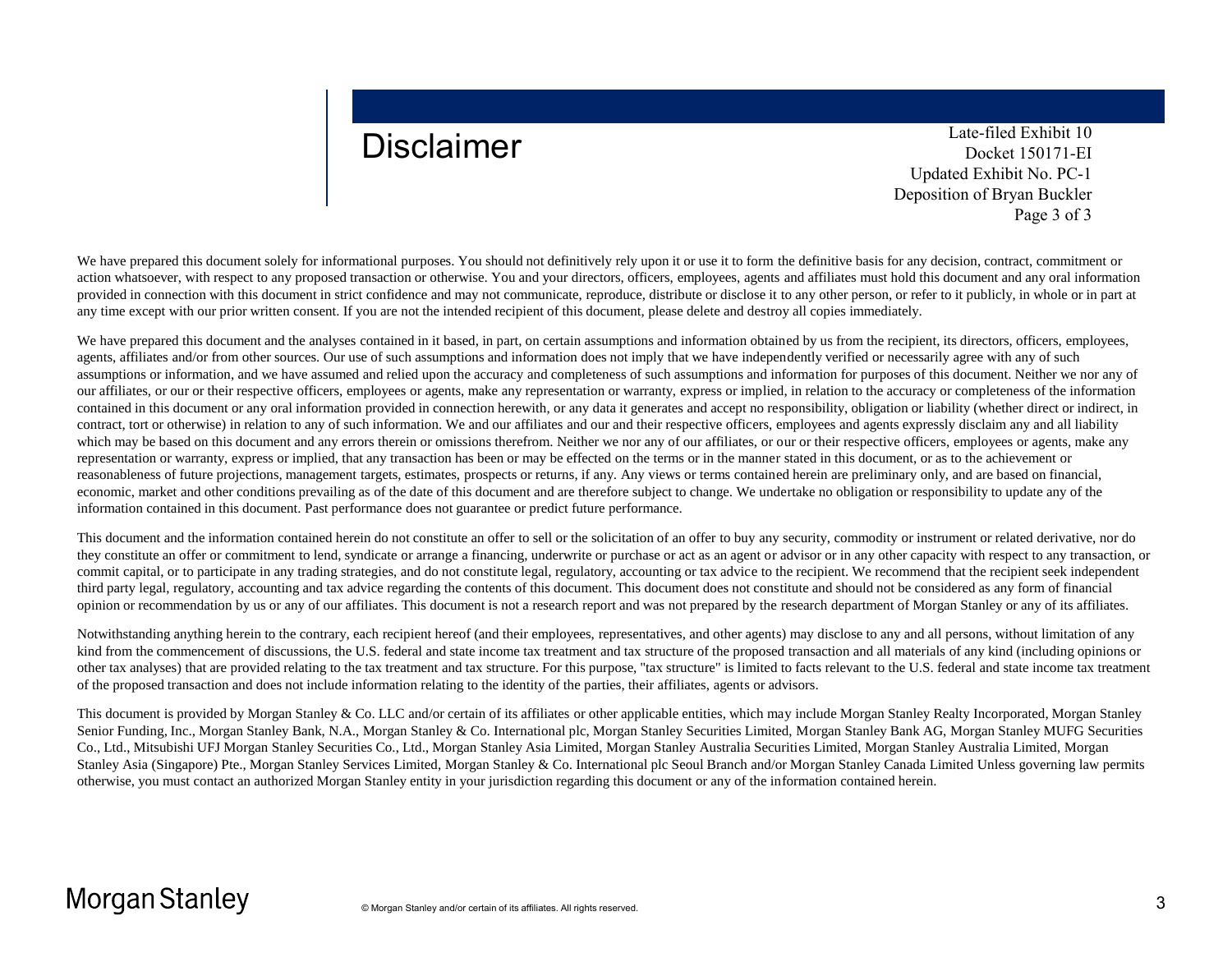# Disclaimer

Late-filed Exhibit 10
Docket 150171-EI
Updated Exhibit No. PC-1
Deposition of Bryan Buckler
Page 3 of 3

We have prepared this document solely for informational purposes. You should not definitively rely upon it or use it to form the definitive basis for any decision, contract, commitment or action whatsoever, with respect to any proposed transaction or otherwise. You and your directors, officers, employees, agents and affiliates must hold this document and any oral information provided in connection with this document in strict confidence and may not communicate, reproduce, distribute or disclose it to any other person, or refer to it publicly, in whole or in part at any time except with our prior written consent. If you are not the intended recipient of this document, please delete and destroy all copies immediately.

We have prepared this document and the analyses contained in it based, in part, on certain assumptions and information obtained by us from the recipient, its directors, officers, employees, agents, affiliates and/or from other sources. Our use of such assumptions and information does not imply that we have independently verified or necessarily agree with any of such assumptions or information, and we have assumed and relied upon the accuracy and completeness of such assumptions and information for purposes of this document. Neither we nor any of our affiliates, or our or their respective officers, employees or agents, make any representation or warranty, express or implied, in relation to the accuracy or completeness of the information contained in this document or any oral information provided in connection herewith, or any data it generates and accept no responsibility, obligation or liability (whether direct or indirect, in contract, tort or otherwise) in relation to any of such information. We and our affiliates and our and their respective officers, employees and agents expressly disclaim any and all liability which may be based on this document and any errors therein or omissions therefrom. Neither we nor any of our affiliates, or our or their respective officers, employees or agents, make any representation or warranty, express or implied, that any transaction has been or may be effected on the terms or in the manner stated in this document, or as to the achievement or reasonableness of future projections, management targets, estimates, prospects or returns, if any. Any views or terms contained herein are preliminary only, and are based on financial, economic, market and other conditions prevailing as of the date of this document and are therefore subject to change. We undertake no obligation or responsibility to update any of the information contained in this document. Past performance does not guarantee or predict future performance.

This document and the information contained herein do not constitute an offer to sell or the solicitation of an offer to buy any security, commodity or instrument or related derivative, nor do they constitute an offer or commitment to lend, syndicate or arrange a financing, underwrite or purchase or act as an agent or advisor or in any other capacity with respect to any transaction, or commit capital, or to participate in any trading strategies, and do not constitute legal, regulatory, accounting or tax advice to the recipient. We recommend that the recipient seek independent third party legal, regulatory, accounting and tax advice regarding the contents of this document. This document does not constitute and should not be considered as any form of financial opinion or recommendation by us or any of our affiliates. This document is not a research report and was not prepared by the research department of Morgan Stanley or any of its affiliates.

Notwithstanding anything herein to the contrary, each recipient hereof (and their employees, representatives, and other agents) may disclose to any and all persons, without limitation of any kind from the commencement of discussions, the U.S. federal and state income tax treatment and tax structure of the proposed transaction and all materials of any kind (including opinions or other tax analyses) that are provided relating to the tax treatment and tax structure. For this purpose, "tax structure" is limited to facts relevant to the U.S. federal and state income tax treatment of the proposed transaction and does not include information relating to the identity of the parties, their affiliates, agents or advisors.

This document is provided by Morgan Stanley & Co. LLC and/or certain of its affiliates or other applicable entities, which may include Morgan Stanley Realty Incorporated, Morgan Stanley Senior Funding, Inc., Morgan Stanley Bank, N.A., Morgan Stanley & Co. International plc, Morgan Stanley Securities Limited, Morgan Stanley Bank AG, Morgan Stanley MUFG Securities Co., Ltd., Mitsubishi UFJ Morgan Stanley Securities Co., Ltd., Morgan Stanley Asia Limited, Morgan Stanley Australia Securities Limited, Morgan Stanley Australia Limited, Morgan Stanley Asia (Singapore) Pte., Morgan Stanley Services Limited, Morgan Stanley & Co. International plc Seoul Branch and/or Morgan Stanley Canada Limited Unless governing law permits otherwise, you must contact an authorized Morgan Stanley entity in your jurisdiction regarding this document or any of the information contained herein.

Morgan Stanley

© Morgan Stanley and/or certain of its affiliates. All rights reserved.